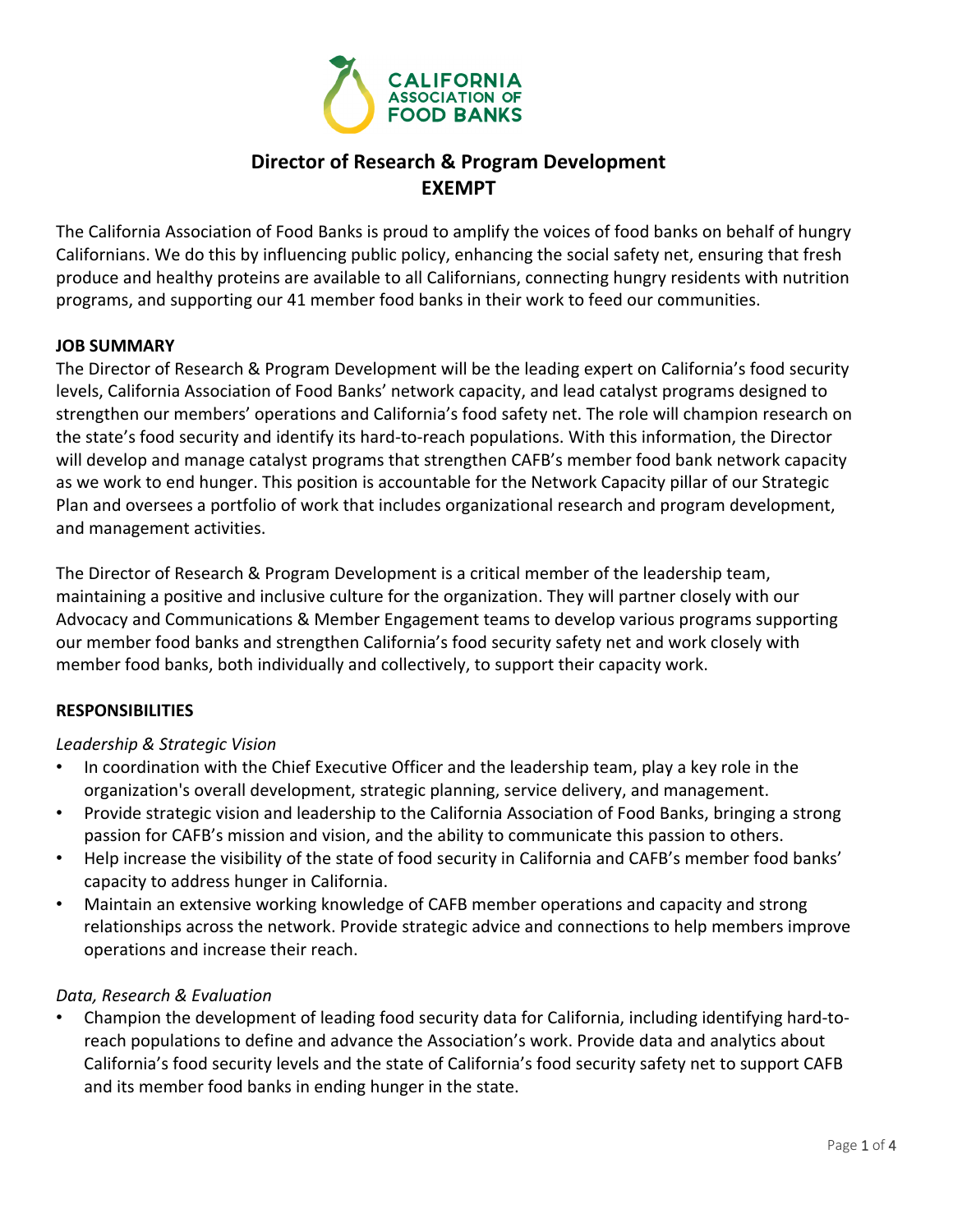CALIFORNIA ASSOCIATION OF FOOD BANKS

# Director of Research & Program Development
## EXEMPT

The California Association of Food Banks is proud to amplify the voices of food banks on behalf of hungry Californians. We do this by influencing public policy, enhancing the social safety net, ensuring that fresh produce and healthy proteins are available to all Californians, connecting hungry residents with nutrition programs, and supporting our 41 member food banks in their work to feed our communities.

**JOB SUMMARY**

The Director of Research & Program Development will be the leading expert on California's food security levels, California Association of Food Banks' network capacity, and lead catalyst programs designed to strengthen our members' operations and California's food safety net. The role will champion research on the state's food security and identify its hard-to-reach populations. With this information, the Director will develop and manage catalyst programs that strengthen CAFB's member food bank network capacity as we work to end hunger. This position is accountable for the Network Capacity pillar of our Strategic Plan and oversees a portfolio of work that includes organizational research and program development, and management activities.

The Director of Research & Program Development is a critical member of the leadership team, maintaining a positive and inclusive culture for the organization. They will partner closely with our Advocacy and Communications & Member Engagement teams to develop various programs supporting our member food banks and strengthen California's food security safety net and work closely with member food banks, both individually and collectively, to support their capacity work.

**RESPONSIBILITIES**

*Leadership & Strategic Vision*

- In coordination with the Chief Executive Officer and the leadership team, play a key role in the organization's overall development, strategic planning, service delivery, and management.
- Provide strategic vision and leadership to the California Association of Food Banks, bringing a strong passion for CAFB's mission and vision, and the ability to communicate this passion to others.
- Help increase the visibility of the state of food security in California and CAFB's member food banks' capacity to address hunger in California.
- Maintain an extensive working knowledge of CAFB member operations and capacity and strong relationships across the network. Provide strategic advice and connections to help members improve operations and increase their reach.

*Data, Research & Evaluation*

- Champion the development of leading food security data for California, including identifying hard-to-reach populations to define and advance the Association's work. Provide data and analytics about California's food security levels and the state of California's food security safety net to support CAFB and its member food banks in ending hunger in the state.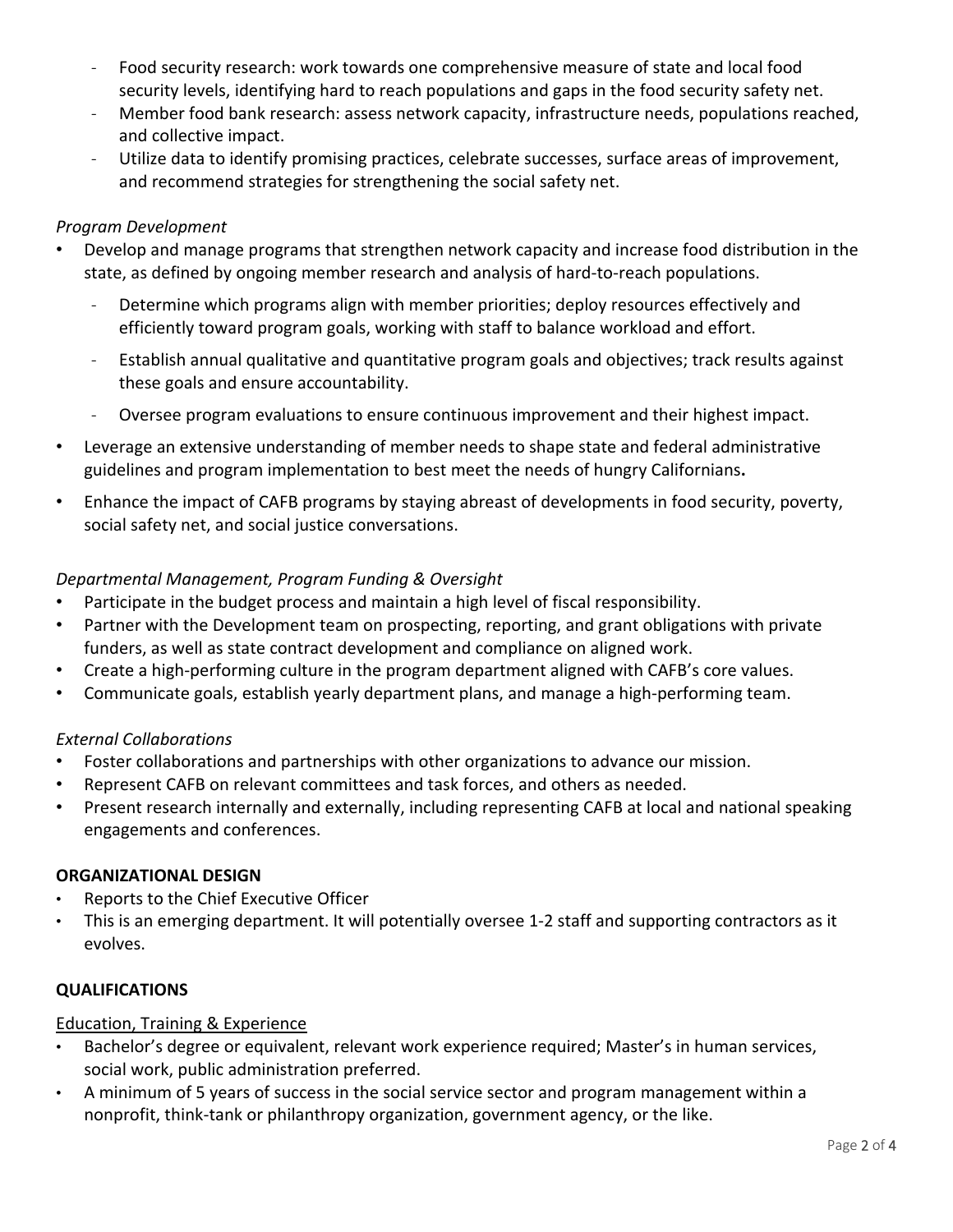- Food security research: work towards one comprehensive measure of state and local food security levels, identifying hard to reach populations and gaps in the food security safety net.
- Member food bank research: assess network capacity, infrastructure needs, populations reached, and collective impact.
- Utilize data to identify promising practices, celebrate successes, surface areas of improvement, and recommend strategies for strengthening the social safety net.

*Program Development*

- Develop and manage programs that strengthen network capacity and increase food distribution in the state, as defined by ongoing member research and analysis of hard-to-reach populations.
  - Determine which programs align with member priorities; deploy resources effectively and efficiently toward program goals, working with staff to balance workload and effort.
  - Establish annual qualitative and quantitative program goals and objectives; track results against these goals and ensure accountability.
  - Oversee program evaluations to ensure continuous improvement and their highest impact.
- Leverage an extensive understanding of member needs to shape state and federal administrative guidelines and program implementation to best meet the needs of hungry Californians**.**
- Enhance the impact of CAFB programs by staying abreast of developments in food security, poverty, social safety net, and social justice conversations.

*Departmental Management, Program Funding & Oversight*

- Participate in the budget process and maintain a high level of fiscal responsibility.
- Partner with the Development team on prospecting, reporting, and grant obligations with private funders, as well as state contract development and compliance on aligned work.
- Create a high-performing culture in the program department aligned with CAFB's core values.
- Communicate goals, establish yearly department plans, and manage a high-performing team.

*External Collaborations*

- Foster collaborations and partnerships with other organizations to advance our mission.
- Represent CAFB on relevant committees and task forces, and others as needed.
- Present research internally and externally, including representing CAFB at local and national speaking engagements and conferences.

**ORGANIZATIONAL DESIGN**

- Reports to the Chief Executive Officer
- This is an emerging department. It will potentially oversee 1-2 staff and supporting contractors as it evolves.

**QUALIFICATIONS**

<u>Education, Training & Experience</u>

- Bachelor's degree or equivalent, relevant work experience required; Master's in human services, social work, public administration preferred.
- A minimum of 5 years of success in the social service sector and program management within a nonprofit, think-tank or philanthropy organization, government agency, or the like.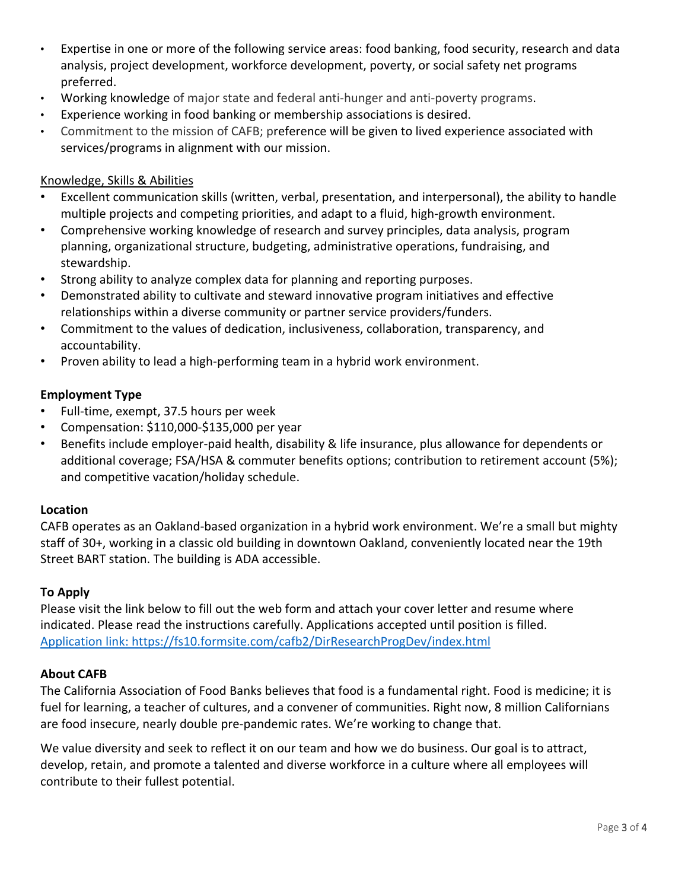- Expertise in one or more of the following service areas: food banking, food security, research and data analysis, project development, workforce development, poverty, or social safety net programs preferred.
- Working knowledge of major state and federal anti-hunger and anti-poverty programs.
- Experience working in food banking or membership associations is desired.
- Commitment to the mission of CAFB; preference will be given to lived experience associated with services/programs in alignment with our mission.

Knowledge, Skills & Abilities

- Excellent communication skills (written, verbal, presentation, and interpersonal), the ability to handle multiple projects and competing priorities, and adapt to a fluid, high-growth environment.
- Comprehensive working knowledge of research and survey principles, data analysis, program planning, organizational structure, budgeting, administrative operations, fundraising, and stewardship.
- Strong ability to analyze complex data for planning and reporting purposes.
- Demonstrated ability to cultivate and steward innovative program initiatives and effective relationships within a diverse community or partner service providers/funders.
- Commitment to the values of dedication, inclusiveness, collaboration, transparency, and accountability.
- Proven ability to lead a high-performing team in a hybrid work environment.

**Employment Type**

- Full-time, exempt, 37.5 hours per week
- Compensation: $110,000-$135,000 per year
- Benefits include employer-paid health, disability & life insurance, plus allowance for dependents or additional coverage; FSA/HSA & commuter benefits options; contribution to retirement account (5%); and competitive vacation/holiday schedule.

**Location**

CAFB operates as an Oakland-based organization in a hybrid work environment. We're a small but mighty staff of 30+, working in a classic old building in downtown Oakland, conveniently located near the 19th Street BART station. The building is ADA accessible.

**To Apply**

Please visit the link below to fill out the web form and attach your cover letter and resume where indicated. Please read the instructions carefully. Applications accepted until position is filled.
Application link: https://fs10.formsite.com/cafb2/DirResearchProgDev/index.html

**About CAFB**

The California Association of Food Banks believes that food is a fundamental right. Food is medicine; it is fuel for learning, a teacher of cultures, and a convener of communities. Right now, 8 million Californians are food insecure, nearly double pre-pandemic rates. We're working to change that.

We value diversity and seek to reflect it on our team and how we do business. Our goal is to attract, develop, retain, and promote a talented and diverse workforce in a culture where all employees will contribute to their fullest potential.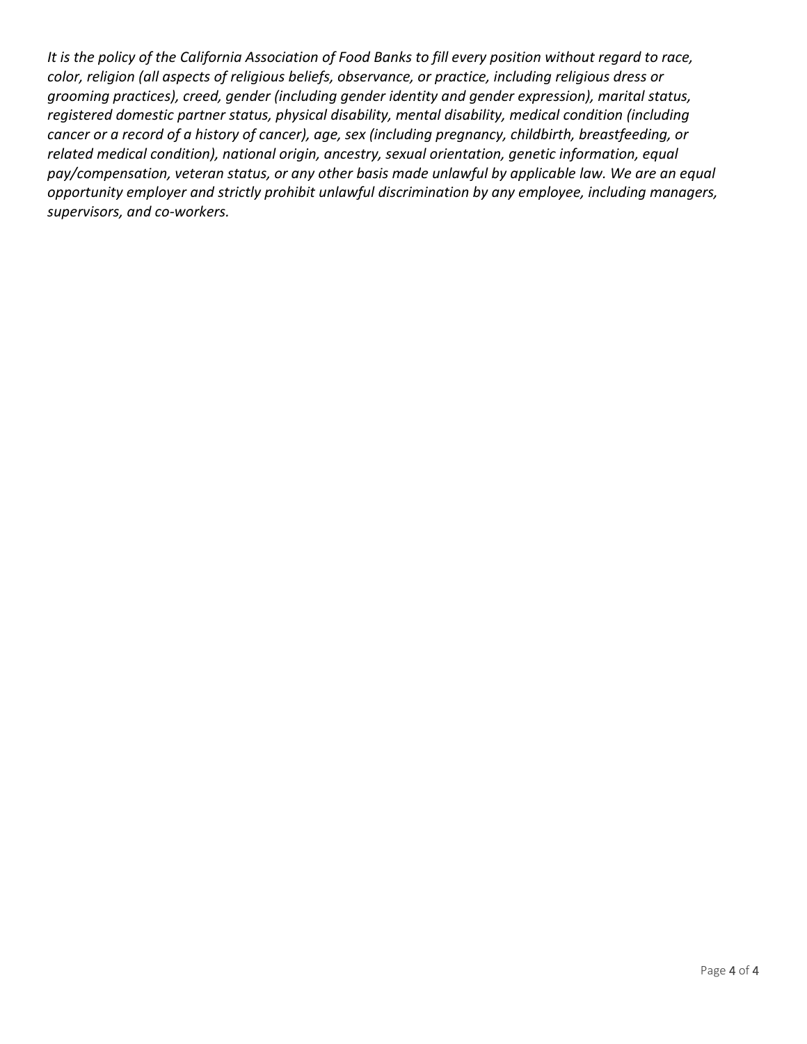*It is the policy of the California Association of Food Banks to fill every position without regard to race, color, religion (all aspects of religious beliefs, observance, or practice, including religious dress or grooming practices), creed, gender (including gender identity and gender expression), marital status, registered domestic partner status, physical disability, mental disability, medical condition (including cancer or a record of a history of cancer), age, sex (including pregnancy, childbirth, breastfeeding, or related medical condition), national origin, ancestry, sexual orientation, genetic information, equal pay/compensation, veteran status, or any other basis made unlawful by applicable law. We are an equal opportunity employer and strictly prohibit unlawful discrimination by any employee, including managers, supervisors, and co-workers.*